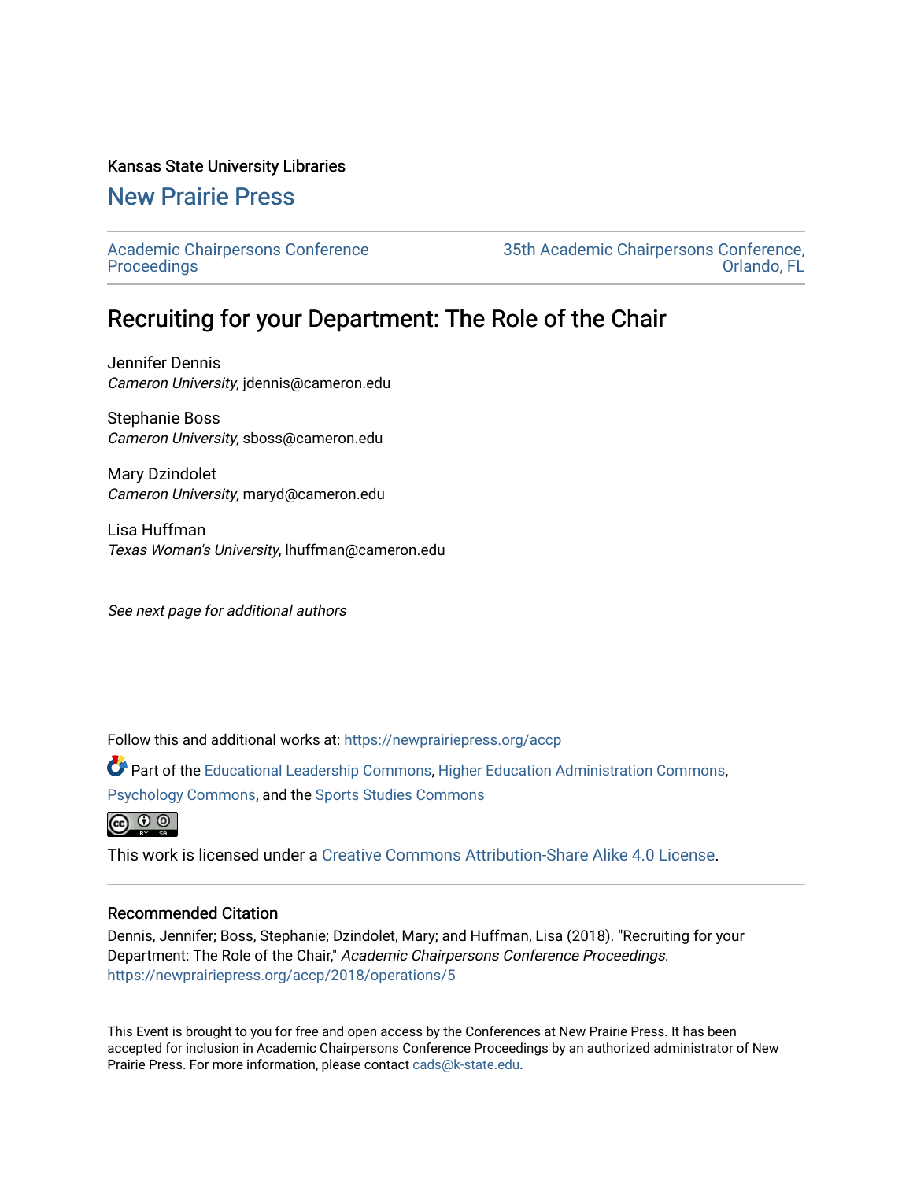Kansas State University Libraries

# New Prairie Press

Academic Chairpersons Conference Proceedings

35th Academic Chairpersons Conference, Orlando, FL

## Recruiting for your Department: The Role of the Chair

Jennifer Dennis
*Cameron University*, jdennis@cameron.edu

Stephanie Boss
*Cameron University*, sboss@cameron.edu

Mary Dzindolet
*Cameron University*, maryd@cameron.edu

Lisa Huffman
*Texas Woman's University*, lhuffman@cameron.edu

*See next page for additional authors*

Follow this and additional works at: https://newprairiepress.org/accp

Part of the Educational Leadership Commons, Higher Education Administration Commons, Psychology Commons, and the Sports Studies Commons

This work is licensed under a Creative Commons Attribution-Share Alike 4.0 License.

### Recommended Citation

Dennis, Jennifer; Boss, Stephanie; Dzindolet, Mary; and Huffman, Lisa (2018). "Recruiting for your Department: The Role of the Chair," *Academic Chairpersons Conference Proceedings*.
https://newprairiepress.org/accp/2018/operations/5

This Event is brought to you for free and open access by the Conferences at New Prairie Press. It has been accepted for inclusion in Academic Chairpersons Conference Proceedings by an authorized administrator of New Prairie Press. For more information, please contact cads@k-state.edu.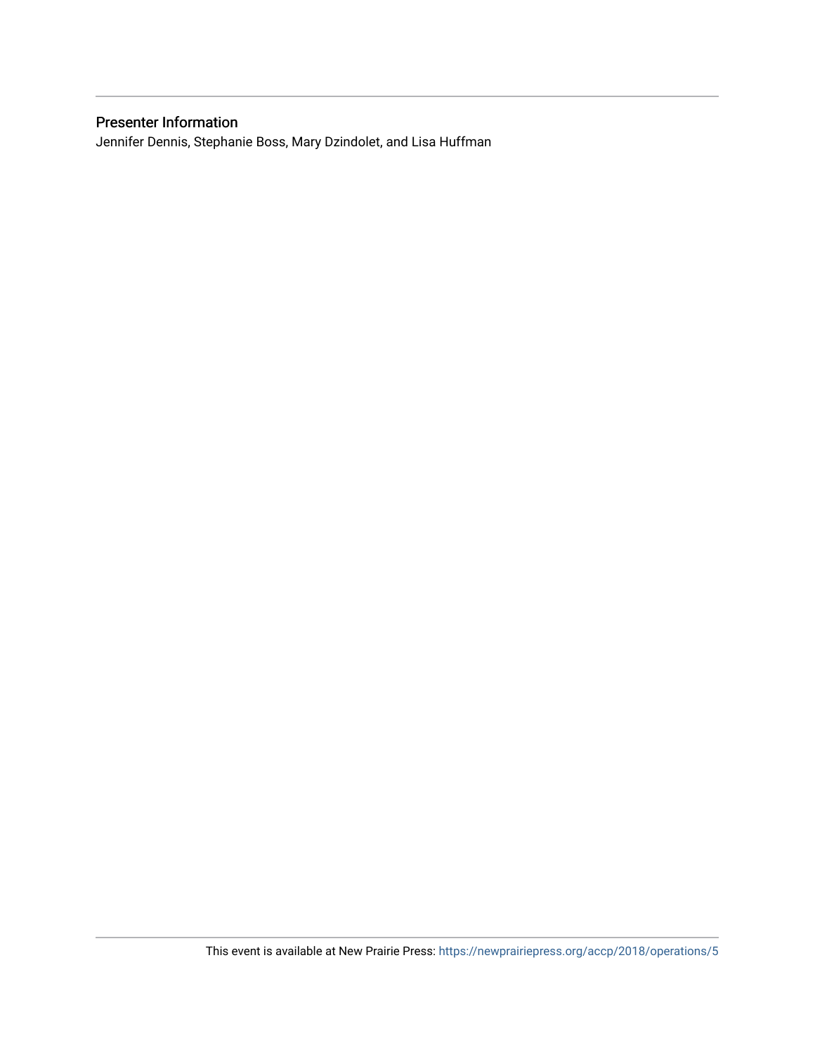## Presenter Information

Jennifer Dennis, Stephanie Boss, Mary Dzindolet, and Lisa Huffman

This event is available at New Prairie Press: https://newprairiepress.org/accp/2018/operations/5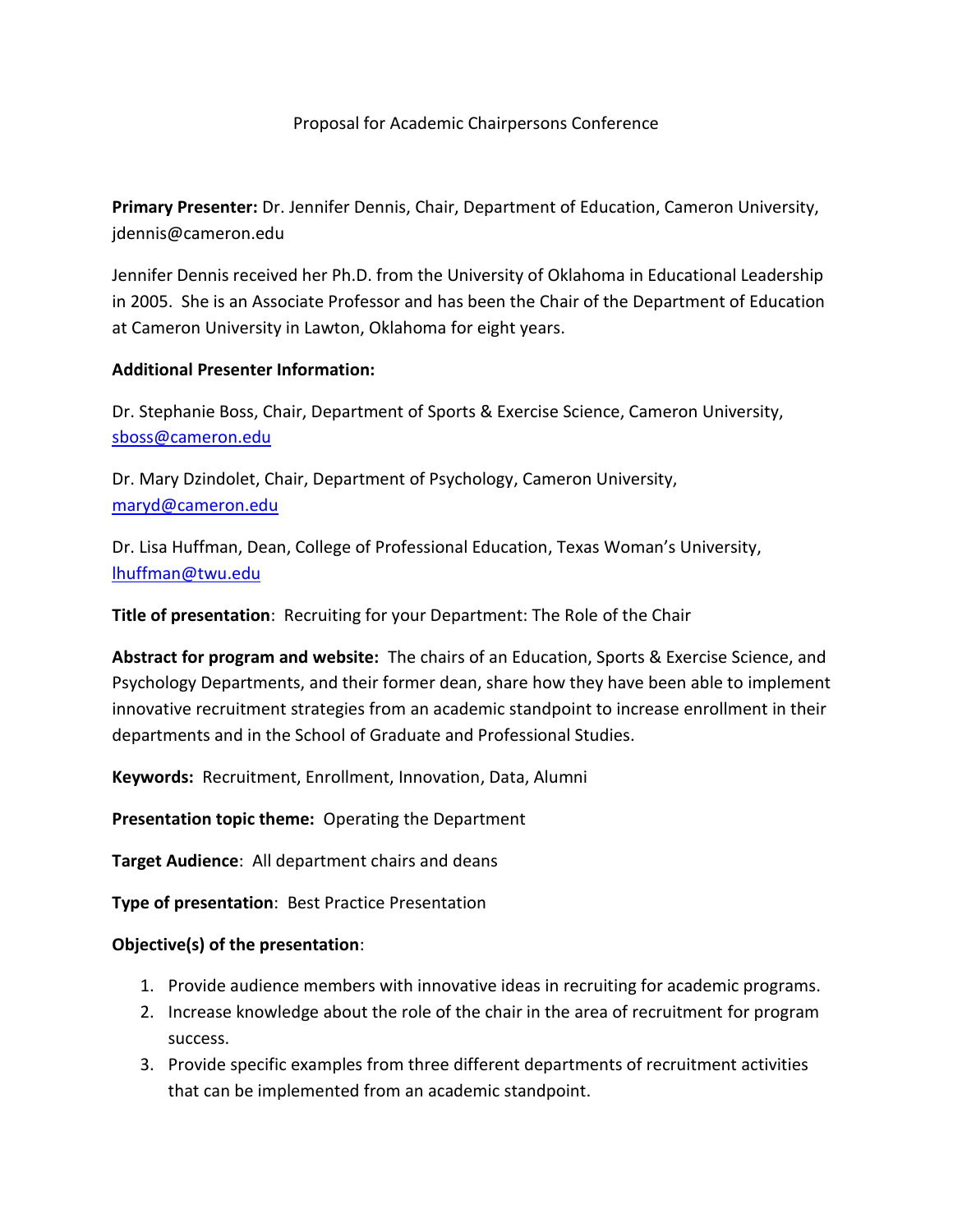Proposal for Academic Chairpersons Conference

**Primary Presenter:** Dr. Jennifer Dennis, Chair, Department of Education, Cameron University, jdennis@cameron.edu

Jennifer Dennis received her Ph.D. from the University of Oklahoma in Educational Leadership in 2005. She is an Associate Professor and has been the Chair of the Department of Education at Cameron University in Lawton, Oklahoma for eight years.

**Additional Presenter Information:**

Dr. Stephanie Boss, Chair, Department of Sports & Exercise Science, Cameron University, sboss@cameron.edu

Dr. Mary Dzindolet, Chair, Department of Psychology, Cameron University, maryd@cameron.edu

Dr. Lisa Huffman, Dean, College of Professional Education, Texas Woman's University, lhuffman@twu.edu

**Title of presentation**: Recruiting for your Department: The Role of the Chair

**Abstract for program and website:** The chairs of an Education, Sports & Exercise Science, and Psychology Departments, and their former dean, share how they have been able to implement innovative recruitment strategies from an academic standpoint to increase enrollment in their departments and in the School of Graduate and Professional Studies.

**Keywords:** Recruitment, Enrollment, Innovation, Data, Alumni

**Presentation topic theme:** Operating the Department

**Target Audience**: All department chairs and deans

**Type of presentation**: Best Practice Presentation

**Objective(s) of the presentation**:

1. Provide audience members with innovative ideas in recruiting for academic programs.
2. Increase knowledge about the role of the chair in the area of recruitment for program success.
3. Provide specific examples from three different departments of recruitment activities that can be implemented from an academic standpoint.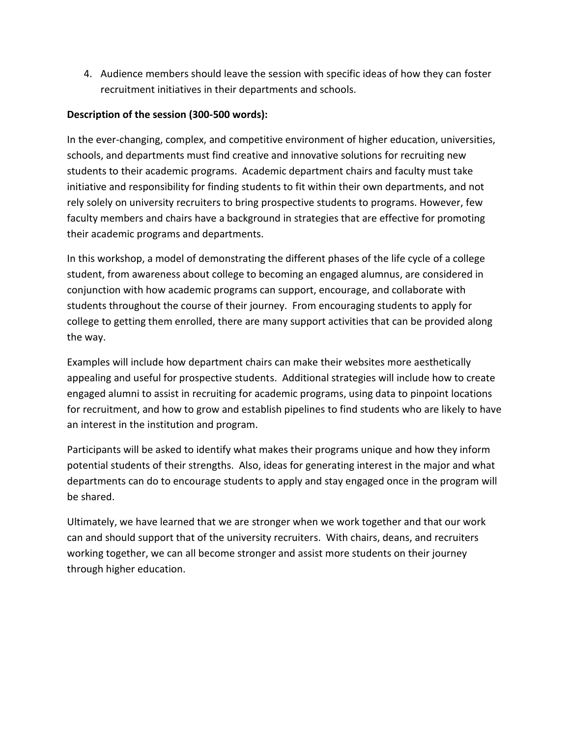4. Audience members should leave the session with specific ideas of how they can foster recruitment initiatives in their departments and schools.

**Description of the session (300-500 words):**

In the ever-changing, complex, and competitive environment of higher education, universities, schools, and departments must find creative and innovative solutions for recruiting new students to their academic programs. Academic department chairs and faculty must take initiative and responsibility for finding students to fit within their own departments, and not rely solely on university recruiters to bring prospective students to programs. However, few faculty members and chairs have a background in strategies that are effective for promoting their academic programs and departments.

In this workshop, a model of demonstrating the different phases of the life cycle of a college student, from awareness about college to becoming an engaged alumnus, are considered in conjunction with how academic programs can support, encourage, and collaborate with students throughout the course of their journey. From encouraging students to apply for college to getting them enrolled, there are many support activities that can be provided along the way.

Examples will include how department chairs can make their websites more aesthetically appealing and useful for prospective students. Additional strategies will include how to create engaged alumni to assist in recruiting for academic programs, using data to pinpoint locations for recruitment, and how to grow and establish pipelines to find students who are likely to have an interest in the institution and program.

Participants will be asked to identify what makes their programs unique and how they inform potential students of their strengths. Also, ideas for generating interest in the major and what departments can do to encourage students to apply and stay engaged once in the program will be shared.

Ultimately, we have learned that we are stronger when we work together and that our work can and should support that of the university recruiters. With chairs, deans, and recruiters working together, we can all become stronger and assist more students on their journey through higher education.